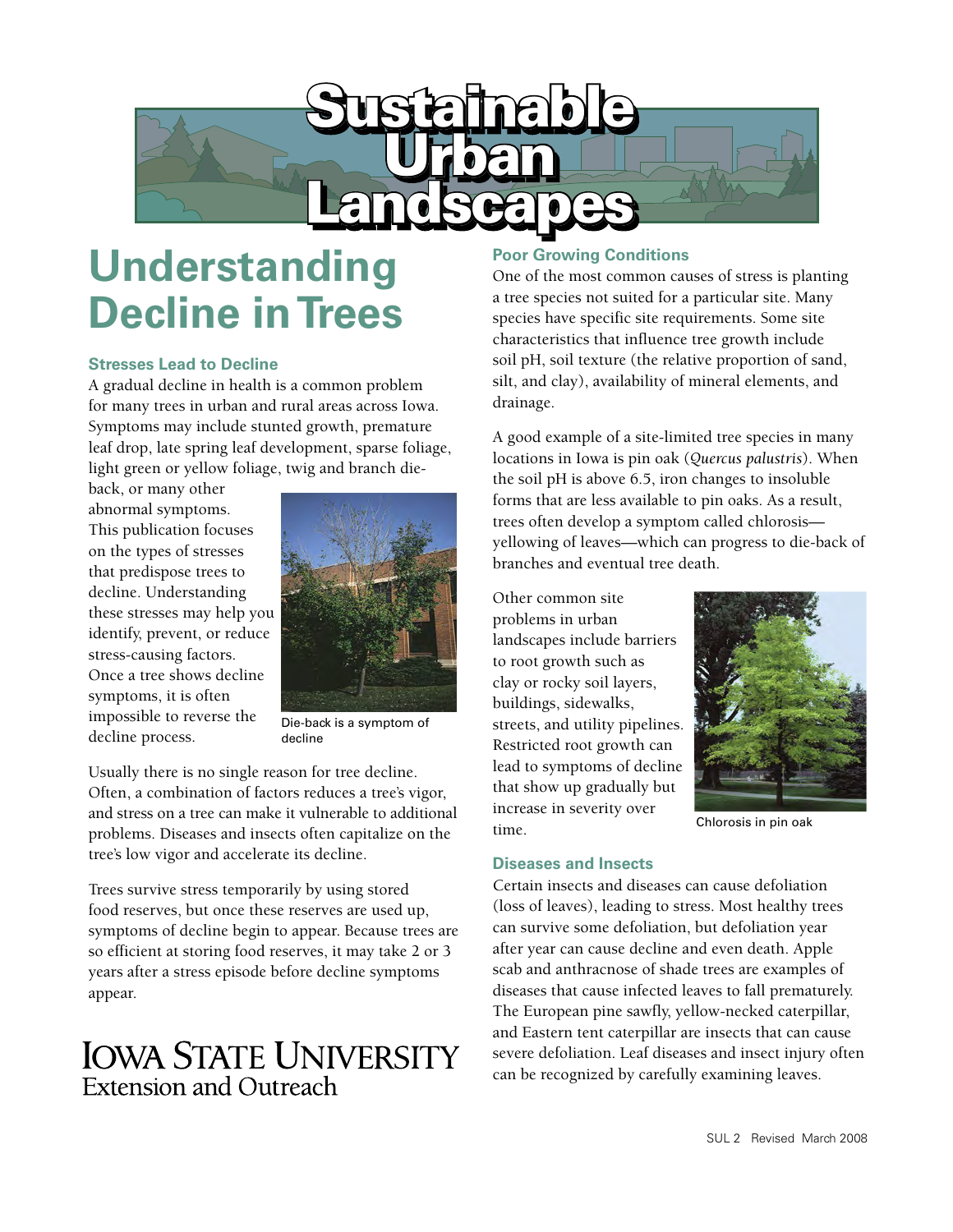# Sustainable Urban Landscapes

## Understanding Decline in Trees

### Stresses Lead to Decline

A gradual decline in health is a common problem for many trees in urban and rural areas across Iowa. Symptoms may include stunted growth, premature leaf drop, late spring leaf development, sparse foliage, light green or yellow foliage, twig and branch die-back, or many other abnormal symptoms. This publication focuses on the types of stresses that predispose trees to decline. Understanding these stresses may help you identify, prevent, or reduce stress-causing factors. Once a tree shows decline symptoms, it is often impossible to reverse the decline process.

Die-back is a symptom of decline

Usually there is no single reason for tree decline. Often, a combination of factors reduces a tree's vigor, and stress on a tree can make it vulnerable to additional problems. Diseases and insects often capitalize on the tree's low vigor and accelerate its decline.

Trees survive stress temporarily by using stored food reserves, but once these reserves are used up, symptoms of decline begin to appear. Because trees are so efficient at storing food reserves, it may take 2 or 3 years after a stress episode before decline symptoms appear.

### Poor Growing Conditions

One of the most common causes of stress is planting a tree species not suited for a particular site. Many species have specific site requirements. Some site characteristics that influence tree growth include soil pH, soil texture (the relative proportion of sand, silt, and clay), availability of mineral elements, and drainage.

A good example of a site-limited tree species in many locations in Iowa is pin oak (*Quercus palustris*). When the soil pH is above 6.5, iron changes to insoluble forms that are less available to pin oaks. As a result, trees often develop a symptom called chlorosis—yellowing of leaves—which can progress to die-back of branches and eventual tree death.

Other common site problems in urban landscapes include barriers to root growth such as clay or rocky soil layers, buildings, sidewalks, streets, and utility pipelines. Restricted root growth can lead to symptoms of decline that show up gradually but increase in severity over time.

Chlorosis in pin oak

### Diseases and Insects

Certain insects and diseases can cause defoliation (loss of leaves), leading to stress. Most healthy trees can survive some defoliation, but defoliation year after year can cause decline and even death. Apple scab and anthracnose of shade trees are examples of diseases that cause infected leaves to fall prematurely. The European pine sawfly, yellow-necked caterpillar, and Eastern tent caterpillar are insects that can cause severe defoliation. Leaf diseases and insect injury often can be recognized by carefully examining leaves.

IOWA STATE UNIVERSITY
Extension and Outreach

SUL 2 Revised March 2008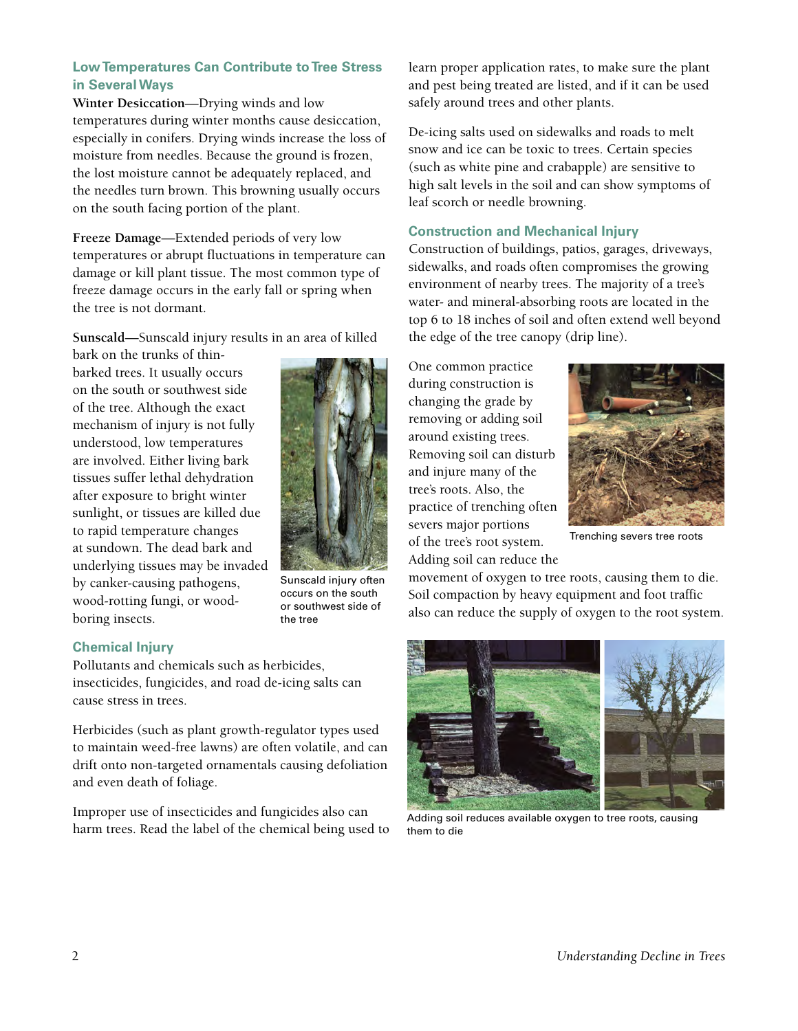### Low Temperatures Can Contribute to Tree Stress in Several Ways

**Winter Desiccation**—Drying winds and low temperatures during winter months cause desiccation, especially in conifers. Drying winds increase the loss of moisture from needles. Because the ground is frozen, the lost moisture cannot be adequately replaced, and the needles turn brown. This browning usually occurs on the south facing portion of the plant.

**Freeze Damage**—Extended periods of very low temperatures or abrupt fluctuations in temperature can damage or kill plant tissue. The most common type of freeze damage occurs in the early fall or spring when the tree is not dormant.

**Sunscald**—Sunscald injury results in an area of killed bark on the trunks of thin-barked trees. It usually occurs on the south or southwest side of the tree. Although the exact mechanism of injury is not fully understood, low temperatures are involved. Either living bark tissues suffer lethal dehydration after exposure to bright winter sunlight, or tissues are killed due to rapid temperature changes at sundown. The dead bark and underlying tissues may be invaded by canker-causing pathogens, wood-rotting fungi, or wood-boring insects.

Sunscald injury often occurs on the south or southwest side of the tree

### Chemical Injury

Pollutants and chemicals such as herbicides, insecticides, fungicides, and road de-icing salts can cause stress in trees.

Herbicides (such as plant growth-regulator types used to maintain weed-free lawns) are often volatile, and can drift onto non-targeted ornamentals causing defoliation and even death of foliage.

Improper use of insecticides and fungicides also can harm trees. Read the label of the chemical being used to learn proper application rates, to make sure the plant and pest being treated are listed, and if it can be used safely around trees and other plants.

De-icing salts used on sidewalks and roads to melt snow and ice can be toxic to trees. Certain species (such as white pine and crabapple) are sensitive to high salt levels in the soil and can show symptoms of leaf scorch or needle browning.

### Construction and Mechanical Injury

Construction of buildings, patios, garages, driveways, sidewalks, and roads often compromises the growing environment of nearby trees. The majority of a tree's water- and mineral-absorbing roots are located in the top 6 to 18 inches of soil and often extend well beyond the edge of the tree canopy (drip line).

One common practice during construction is changing the grade by removing or adding soil around existing trees. Removing soil can disturb and injure many of the tree's roots. Also, the practice of trenching often severs major portions of the tree's root system. Adding soil can reduce the movement of oxygen to tree roots, causing them to die. Soil compaction by heavy equipment and foot traffic also can reduce the supply of oxygen to the root system.

Trenching severs tree roots

Adding soil reduces available oxygen to tree roots, causing them to die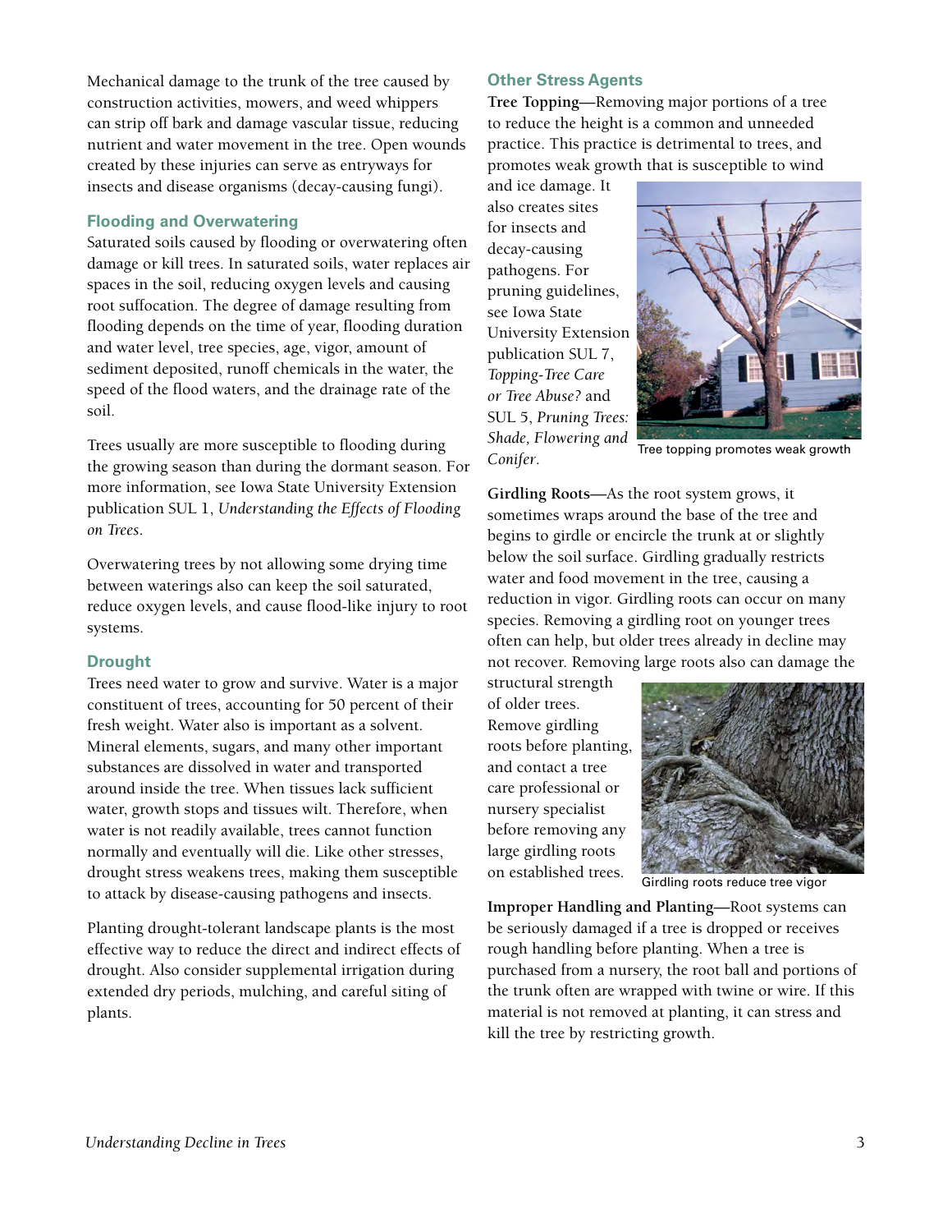Mechanical damage to the trunk of the tree caused by construction activities, mowers, and weed whippers can strip off bark and damage vascular tissue, reducing nutrient and water movement in the tree. Open wounds created by these injuries can serve as entryways for insects and disease organisms (decay-causing fungi).

### Flooding and Overwatering

Saturated soils caused by flooding or overwatering often damage or kill trees. In saturated soils, water replaces air spaces in the soil, reducing oxygen levels and causing root suffocation. The degree of damage resulting from flooding depends on the time of year, flooding duration and water level, tree species, age, vigor, amount of sediment deposited, runoff chemicals in the water, the speed of the flood waters, and the drainage rate of the soil.

Trees usually are more susceptible to flooding during the growing season than during the dormant season. For more information, see Iowa State University Extension publication SUL 1, *Understanding the Effects of Flooding on Trees*.

Overwatering trees by not allowing some drying time between waterings also can keep the soil saturated, reduce oxygen levels, and cause flood-like injury to root systems.

### Drought

Trees need water to grow and survive. Water is a major constituent of trees, accounting for 50 percent of their fresh weight. Water also is important as a solvent. Mineral elements, sugars, and many other important substances are dissolved in water and transported around inside the tree. When tissues lack sufficient water, growth stops and tissues wilt. Therefore, when water is not readily available, trees cannot function normally and eventually will die. Like other stresses, drought stress weakens trees, making them susceptible to attack by disease-causing pathogens and insects.

Planting drought-tolerant landscape plants is the most effective way to reduce the direct and indirect effects of drought. Also consider supplemental irrigation during extended dry periods, mulching, and careful siting of plants.

### Other Stress Agents

**Tree Topping**—Removing major portions of a tree to reduce the height is a common and unneeded practice. This practice is detrimental to trees, and promotes weak growth that is susceptible to wind and ice damage. It also creates sites for insects and decay-causing pathogens. For pruning guidelines, see Iowa State University Extension publication SUL 7, *Topping-Tree Care or Tree Abuse?* and SUL 5, *Pruning Trees: Shade, Flowering and Conifer*.

Tree topping promotes weak growth

**Girdling Roots**—As the root system grows, it sometimes wraps around the base of the tree and begins to girdle or encircle the trunk at or slightly below the soil surface. Girdling gradually restricts water and food movement in the tree, causing a reduction in vigor. Girdling roots can occur on many species. Removing a girdling root on younger trees often can help, but older trees already in decline may not recover. Removing large roots also can damage the structural strength of older trees. Remove girdling roots before planting, and contact a tree care professional or nursery specialist before removing any large girdling roots on established trees.

Girdling roots reduce tree vigor

**Improper Handling and Planting**—Root systems can be seriously damaged if a tree is dropped or receives rough handling before planting. When a tree is purchased from a nursery, the root ball and portions of the trunk often are wrapped with twine or wire. If this material is not removed at planting, it can stress and kill the tree by restricting growth.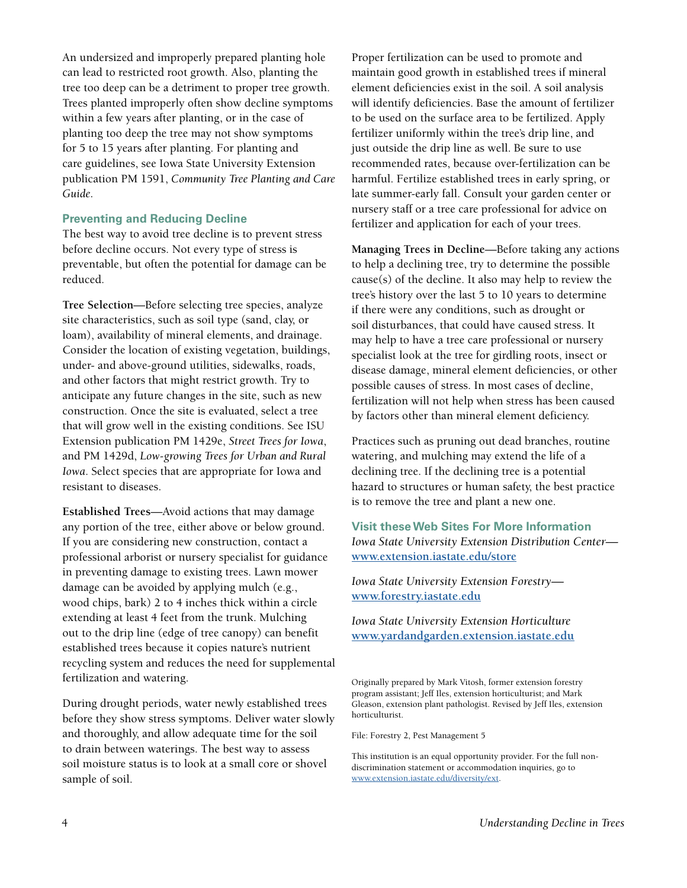An undersized and improperly prepared planting hole can lead to restricted root growth. Also, planting the tree too deep can be a detriment to proper tree growth. Trees planted improperly often show decline symptoms within a few years after planting, or in the case of planting too deep the tree may not show symptoms for 5 to 15 years after planting. For planting and care guidelines, see Iowa State University Extension publication PM 1591, *Community Tree Planting and Care Guide*.

## Preventing and Reducing Decline

The best way to avoid tree decline is to prevent stress before decline occurs. Not every type of stress is preventable, but often the potential for damage can be reduced.

**Tree Selection—**Before selecting tree species, analyze site characteristics, such as soil type (sand, clay, or loam), availability of mineral elements, and drainage. Consider the location of existing vegetation, buildings, under- and above-ground utilities, sidewalks, roads, and other factors that might restrict growth. Try to anticipate any future changes in the site, such as new construction. Once the site is evaluated, select a tree that will grow well in the existing conditions. See ISU Extension publication PM 1429e, *Street Trees for Iowa*, and PM 1429d, *Low-growing Trees for Urban and Rural Iowa*. Select species that are appropriate for Iowa and resistant to diseases.

**Established Trees—**Avoid actions that may damage any portion of the tree, either above or below ground. If you are considering new construction, contact a professional arborist or nursery specialist for guidance in preventing damage to existing trees. Lawn mower damage can be avoided by applying mulch (e.g., wood chips, bark) 2 to 4 inches thick within a circle extending at least 4 feet from the trunk. Mulching out to the drip line (edge of tree canopy) can benefit established trees because it copies nature's nutrient recycling system and reduces the need for supplemental fertilization and watering.

During drought periods, water newly established trees before they show stress symptoms. Deliver water slowly and thoroughly, and allow adequate time for the soil to drain between waterings. The best way to assess soil moisture status is to look at a small core or shovel sample of soil.

Proper fertilization can be used to promote and maintain good growth in established trees if mineral element deficiencies exist in the soil. A soil analysis will identify deficiencies. Base the amount of fertilizer to be used on the surface area to be fertilized. Apply fertilizer uniformly within the tree's drip line, and just outside the drip line as well. Be sure to use recommended rates, because over-fertilization can be harmful. Fertilize established trees in early spring, or late summer-early fall. Consult your garden center or nursery staff or a tree care professional for advice on fertilizer and application for each of your trees.

**Managing Trees in Decline—**Before taking any actions to help a declining tree, try to determine the possible cause(s) of the decline. It also may help to review the tree's history over the last 5 to 10 years to determine if there were any conditions, such as drought or soil disturbances, that could have caused stress. It may help to have a tree care professional or nursery specialist look at the tree for girdling roots, insect or disease damage, mineral element deficiencies, or other possible causes of stress. In most cases of decline, fertilization will not help when stress has been caused by factors other than mineral element deficiency.

Practices such as pruning out dead branches, routine watering, and mulching may extend the life of a declining tree. If the declining tree is a potential hazard to structures or human safety, the best practice is to remove the tree and plant a new one.

## Visit these Web Sites For More Information

*Iowa State University Extension Distribution Center—* [www.extension.iastate.edu/store](http://www.extension.iastate.edu/store)

*Iowa State University Extension Forestry—* [www.forestry.iastate.edu](http://www.forestry.iastate.edu)

*Iowa State University Extension Horticulture* [www.yardandgarden.extension.iastate.edu](http://www.yardandgarden.extension.iastate.edu)

Originally prepared by Mark Vitosh, former extension forestry program assistant; Jeff Iles, extension horticulturist; and Mark Gleason, extension plant pathologist. Revised by Jeff Iles, extension horticulturist.

File: Forestry 2, Pest Management 5

This institution is an equal opportunity provider. For the full non-discrimination statement or accommodation inquiries, go to [www.extension.iastate.edu/diversity/ext](http://www.extension.iastate.edu/diversity/ext).